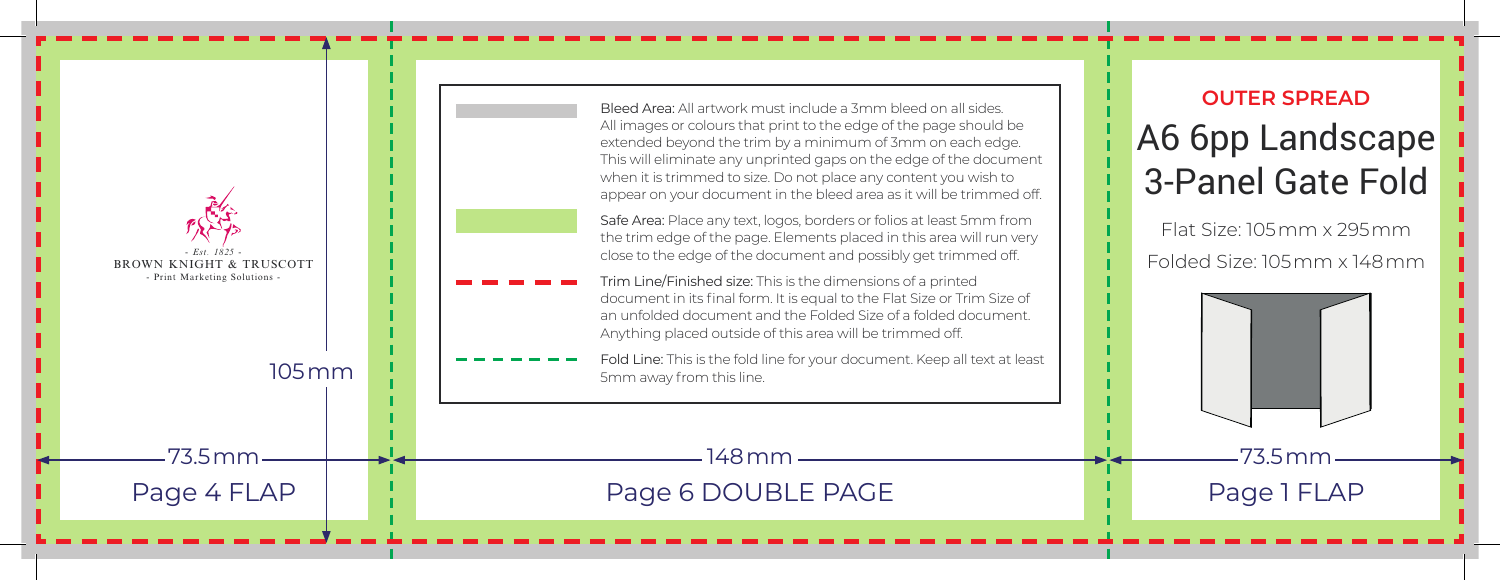## OUTER SPREAD

# A6 6pp Landscape 3-Panel Gate Fold

Flat Size: 105 mm x 295 mm

Folded Size: 105 mm x 148 mm

- Est. 1825 -
BROWN KNIGHT & TRUSCOTT
- Print Marketing Solutions -

**Bleed Area:** All artwork must include a 3mm bleed on all sides. All images or colours that print to the edge of the page should be extended beyond the trim by a minimum of 3mm on each edge. This will eliminate any unprinted gaps on the edge of the document when it is trimmed to size. Do not place any content you wish to appear on your document in the bleed area as it will be trimmed off.

**Safe Area:** Place any text, logos, borders or folios at least 5mm from the trim edge of the page. Elements placed in this area will run very close to the edge of the document and possibly get trimmed off.

**Trim Line/Finished size:** This is the dimensions of a printed document in its final form. It is equal to the Flat Size or Trim Size of an unfolded document and the Folded Size of a folded document. Anything placed outside of this area will be trimmed off.

**Fold Line:** This is the fold line for your document. Keep all text at least 5mm away from this line.

105 mm

| 73.5 mm | 148 mm | 73.5 mm |
| --- | --- | --- |
| Page 4 FLAP | Page 6 DOUBLE PAGE | Page 1 FLAP |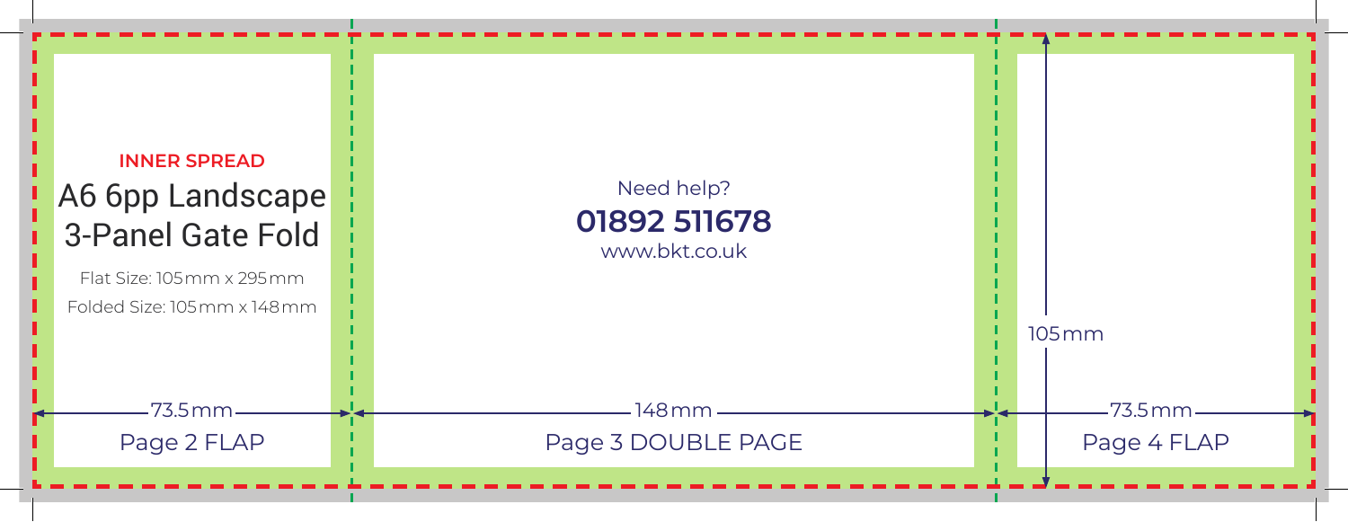**INNER SPREAD**

## A6 6pp Landscape 3-Panel Gate Fold

Flat Size: 105 mm x 295 mm

Folded Size: 105 mm x 148 mm

Need help?

**01892 511678**

www.bkt.co.uk

105 mm

73.5 mm

Page 2 FLAP

148 mm

Page 3 DOUBLE PAGE

73.5 mm

Page 4 FLAP